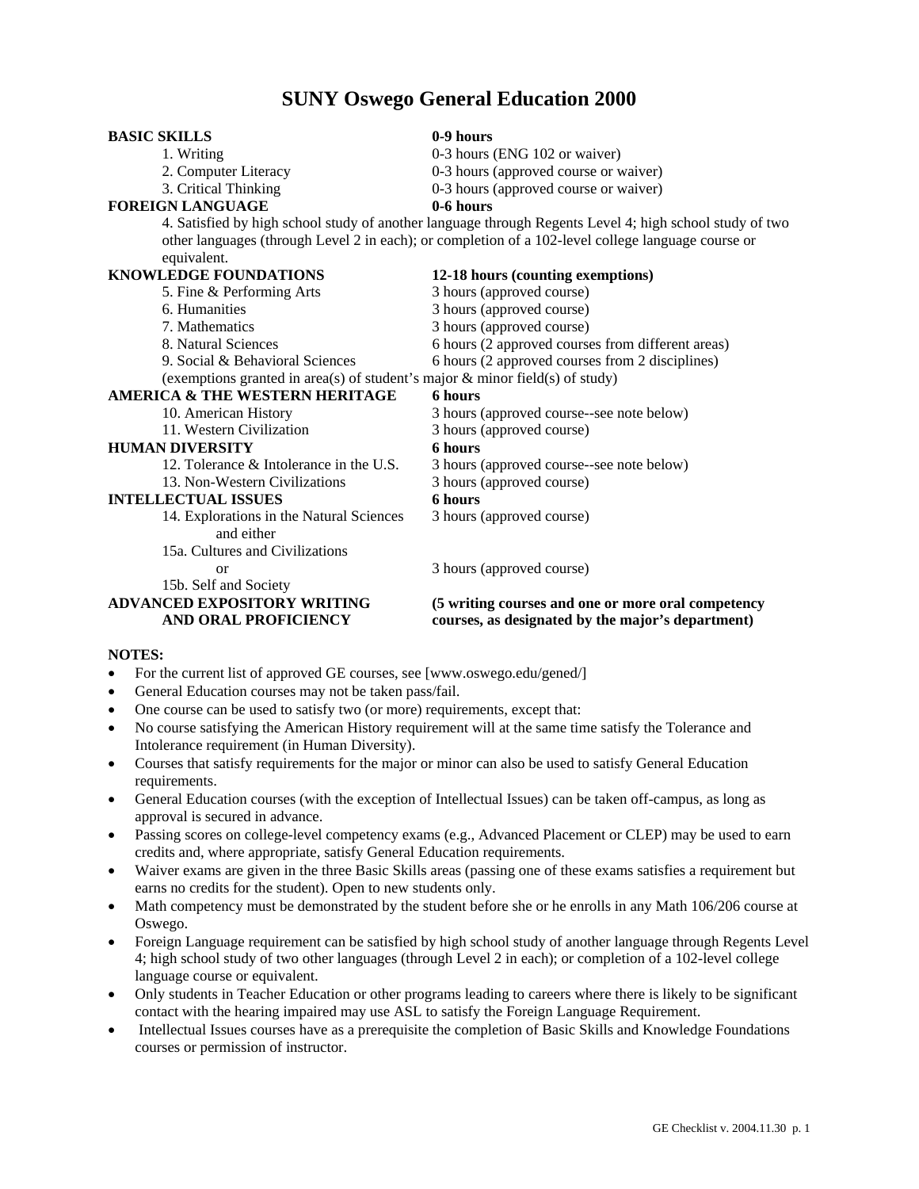# SUNY Oswego General Education 2000

| | |
|---|---|
| **BASIC SKILLS** | **0-9 hours** |
| 1. Writing | 0-3 hours (ENG 102 or waiver) |
| 2. Computer Literacy | 0-3 hours (approved course or waiver) |
| 3. Critical Thinking | 0-3 hours (approved course or waiver) |
| **FOREIGN LANGUAGE** | **0-6 hours** |
| 4. Satisfied by high school study of another language through Regents Level 4; high school study of two other languages (through Level 2 in each); or completion of a 102-level college language course or equivalent. | |
| **KNOWLEDGE FOUNDATIONS** | **12-18 hours (counting exemptions)** |
| 5. Fine & Performing Arts | 3 hours (approved course) |
| 6. Humanities | 3 hours (approved course) |
| 7. Mathematics | 3 hours (approved course) |
| 8. Natural Sciences | 6 hours (2 approved courses from different areas) |
| 9. Social & Behavioral Sciences | 6 hours (2 approved courses from 2 disciplines) |
| (exemptions granted in area(s) of student's major & minor field(s) of study) | |
| **AMERICA & THE WESTERN HERITAGE** | **6 hours** |
| 10. American History | 3 hours (approved course--see note below) |
| 11. Western Civilization | 3 hours (approved course) |
| **HUMAN DIVERSITY** | **6 hours** |
| 12. Tolerance & Intolerance in the U.S. | 3 hours (approved course--see note below) |
| 13. Non-Western Civilizations | 3 hours (approved course) |
| **INTELLECTUAL ISSUES** | **6 hours** |
| 14. Explorations in the Natural Sciences and either | 3 hours (approved course) |
| 15a. Cultures and Civilizations or 15b. Self and Society | 3 hours (approved course) |
| **ADVANCED EXPOSITORY WRITING AND ORAL PROFICIENCY** | **(5 writing courses and one or more oral competency courses, as designated by the major's department)** |

**NOTES:**

- For the current list of approved GE courses, see [www.oswego.edu/gened/]
- General Education courses may not be taken pass/fail.
- One course can be used to satisfy two (or more) requirements, except that:
- No course satisfying the American History requirement will at the same time satisfy the Tolerance and Intolerance requirement (in Human Diversity).
- Courses that satisfy requirements for the major or minor can also be used to satisfy General Education requirements.
- General Education courses (with the exception of Intellectual Issues) can be taken off-campus, as long as approval is secured in advance.
- Passing scores on college-level competency exams (e.g., Advanced Placement or CLEP) may be used to earn credits and, where appropriate, satisfy General Education requirements.
- Waiver exams are given in the three Basic Skills areas (passing one of these exams satisfies a requirement but earns no credits for the student). Open to new students only.
- Math competency must be demonstrated by the student before she or he enrolls in any Math 106/206 course at Oswego.
- Foreign Language requirement can be satisfied by high school study of another language through Regents Level 4; high school study of two other languages (through Level 2 in each); or completion of a 102-level college language course or equivalent.
- Only students in Teacher Education or other programs leading to careers where there is likely to be significant contact with the hearing impaired may use ASL to satisfy the Foreign Language Requirement.
- Intellectual Issues courses have as a prerequisite the completion of Basic Skills and Knowledge Foundations courses or permission of instructor.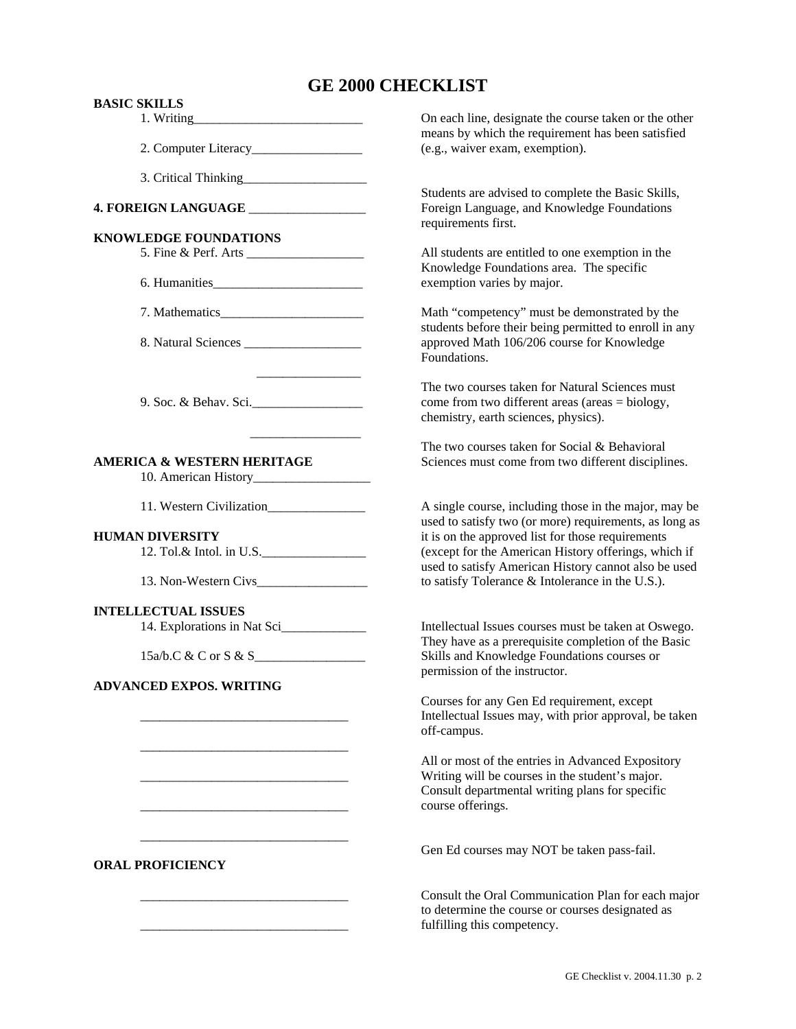# GE 2000 CHECKLIST

**BASIC SKILLS**

1. Writing__________________________
2. Computer Literacy_________________
3. Critical Thinking___________________

**4. FOREIGN LANGUAGE** __________________

**KNOWLEDGE FOUNDATIONS**

5. Fine & Perf. Arts __________________
6. Humanities_______________________
7. Mathematics______________________
8. Natural Sciences __________________
   ________________
9. Soc. & Behav. Sci._________________
   _________________

**AMERICA & WESTERN HERITAGE**

10. American History__________________
11. Western Civilization_______________

**HUMAN DIVERSITY**

12. Tol.& Intol. in U.S.________________
13. Non-Western Civs_________________

**INTELLECTUAL ISSUES**

14. Explorations in Nat Sci_____________
15a/b.C & C or S & S_________________

**ADVANCED EXPOS. WRITING**

________________________________

________________________________

________________________________

________________________________

________________________________

**ORAL PROFICIENCY**

________________________________

________________________________

On each line, designate the course taken or the other means by which the requirement has been satisfied (e.g., waiver exam, exemption).

Students are advised to complete the Basic Skills, Foreign Language, and Knowledge Foundations requirements first.

All students are entitled to one exemption in the Knowledge Foundations area. The specific exemption varies by major.

Math "competency" must be demonstrated by the students before their being permitted to enroll in any approved Math 106/206 course for Knowledge Foundations.

The two courses taken for Natural Sciences must come from two different areas (areas = biology, chemistry, earth sciences, physics).

The two courses taken for Social & Behavioral Sciences must come from two different disciplines.

A single course, including those in the major, may be used to satisfy two (or more) requirements, as long as it is on the approved list for those requirements (except for the American History offerings, which if used to satisfy American History cannot also be used to satisfy Tolerance & Intolerance in the U.S.).

Intellectual Issues courses must be taken at Oswego. They have as a prerequisite completion of the Basic Skills and Knowledge Foundations courses or permission of the instructor.

Courses for any Gen Ed requirement, except Intellectual Issues may, with prior approval, be taken off-campus.

All or most of the entries in Advanced Expository Writing will be courses in the student's major. Consult departmental writing plans for specific course offerings.

Gen Ed courses may NOT be taken pass-fail.

Consult the Oral Communication Plan for each major to determine the course or courses designated as fulfilling this competency.